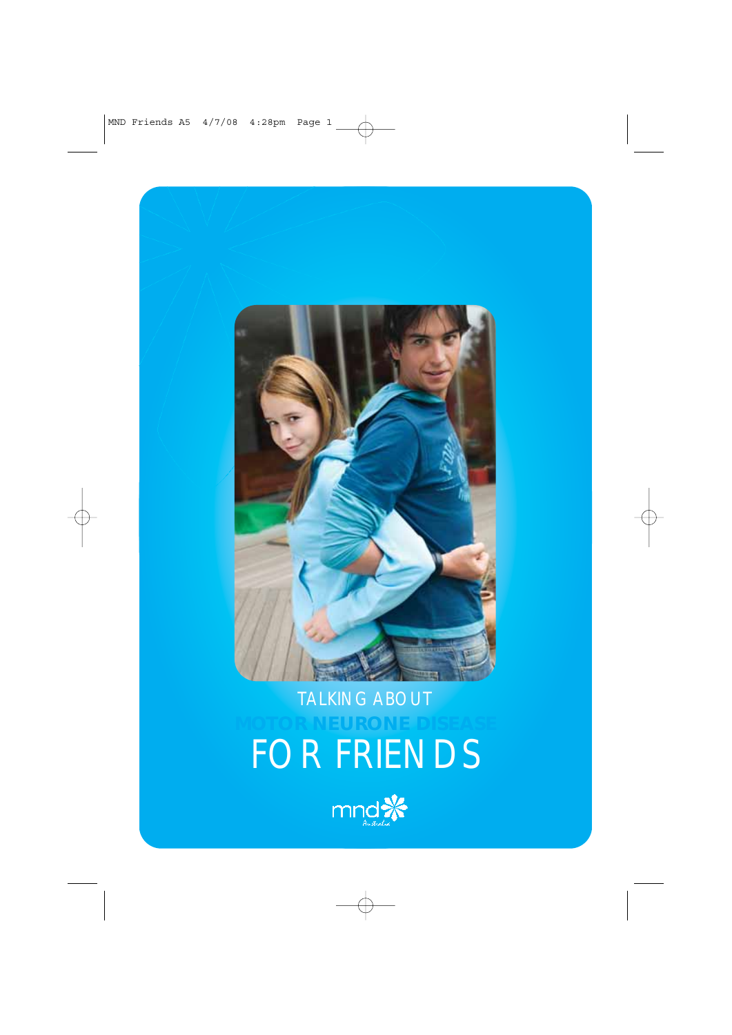# TALKING ABOUT MOTOR NEURONE DISEASE FOR FRIENDS

mnd Australia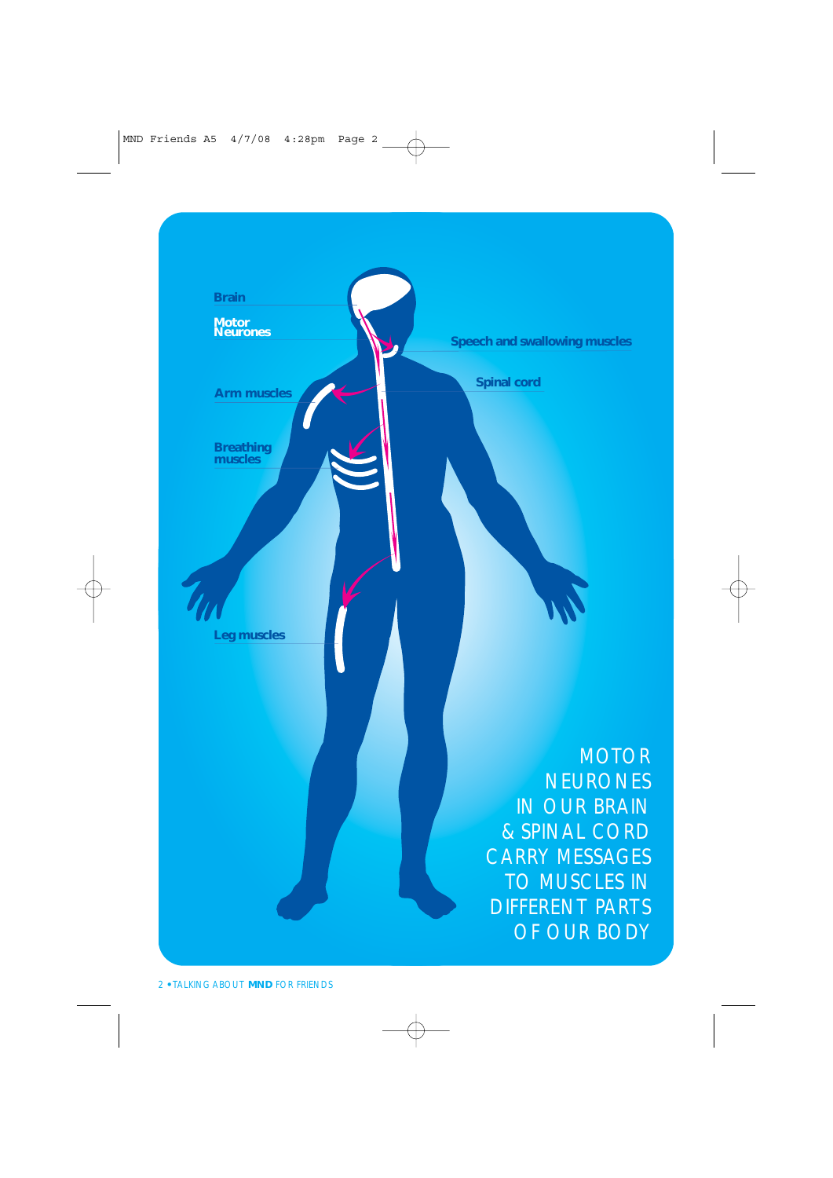Brain

Motor Neurones

Speech and swallowing muscles

Spinal cord

Arm muscles

Breathing muscles

Leg muscles

MOTOR NEURONES IN OUR BRAIN & SPINAL CORD CARRY MESSAGES TO MUSCLES IN DIFFERENT PARTS OF OUR BODY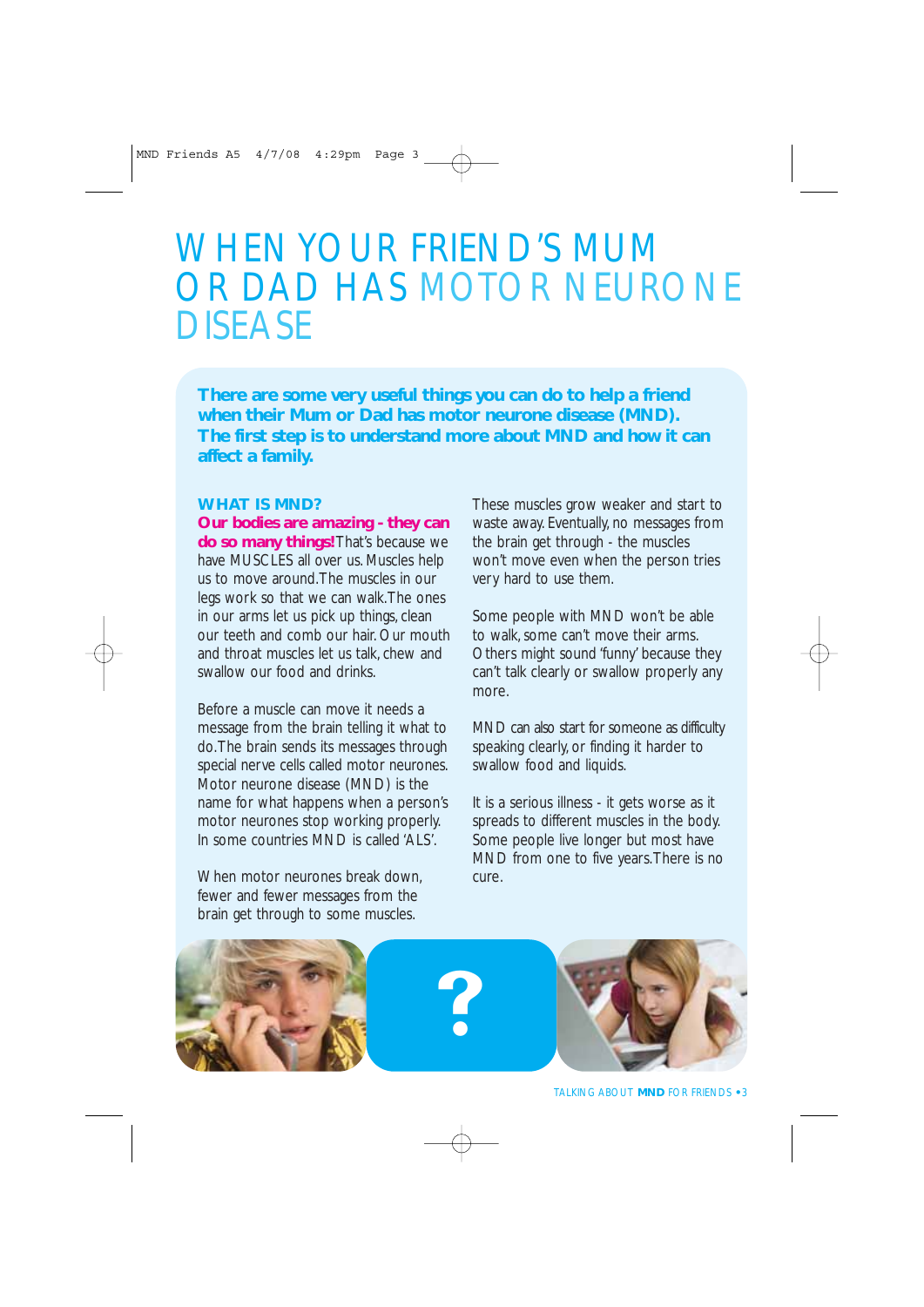# WHEN YOUR FRIEND'S MUM OR DAD HAS MOTOR NEURONE DISEASE

**There are some very useful things you can do to help a friend when their Mum or Dad has motor neurone disease (MND). The first step is to understand more about MND and how it can affect a family.**

## WHAT IS MND?

**Our bodies are amazing - they can do so many things!** That's because we have MUSCLES all over us. Muscles help us to move around. The muscles in our legs work so that we can walk. The ones in our arms let us pick up things, clean our teeth and comb our hair. Our mouth and throat muscles let us talk, chew and swallow our food and drinks.

Before a muscle can move it needs a message from the brain telling it what to do. The brain sends its messages through special nerve cells called motor neurones. Motor neurone disease (MND) is the name for what happens when a person's motor neurones stop working properly. In some countries MND is called 'ALS'.

When motor neurones break down, fewer and fewer messages from the brain get through to some muscles. These muscles grow weaker and start to waste away. Eventually, no messages from the brain get through - the muscles won't move even when the person tries very hard to use them.

Some people with MND won't be able to walk, some can't move their arms. Others might sound 'funny' because they can't talk clearly or swallow properly any more.

MND can also start for someone as difficulty speaking clearly, or finding it harder to swallow food and liquids.

It is a serious illness - it gets worse as it spreads to different muscles in the body. Some people live longer but most have MND from one to five years. There is no cure.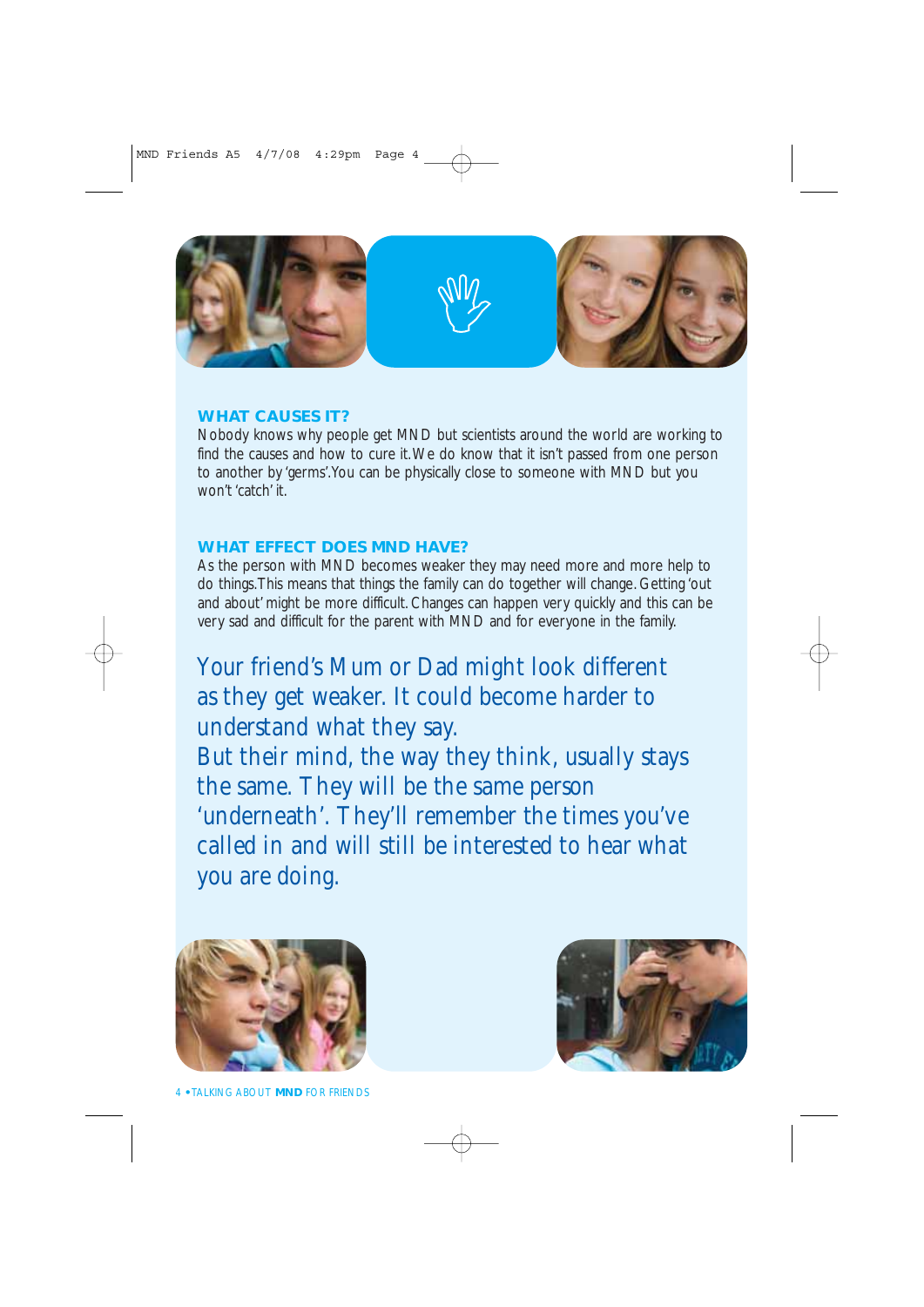## WHAT CAUSES IT?

Nobody knows why people get MND but scientists around the world are working to find the causes and how to cure it. We do know that it isn't passed from one person to another by 'germs'. You can be physically close to someone with MND but you won't 'catch' it.

## WHAT EFFECT DOES MND HAVE?

As the person with MND becomes weaker they may need more and more help to do things. This means that things the family can do together will change. Getting 'out and about' might be more difficult. Changes can happen very quickly and this can be very sad and difficult for the parent with MND and for everyone in the family.

Your friend's Mum or Dad might look different as they get weaker. It could become harder to understand what they say.
But their mind, the way they think, usually stays the same. They will be the same person 'underneath'. They'll remember the times you've called in and will still be interested to hear what you are doing.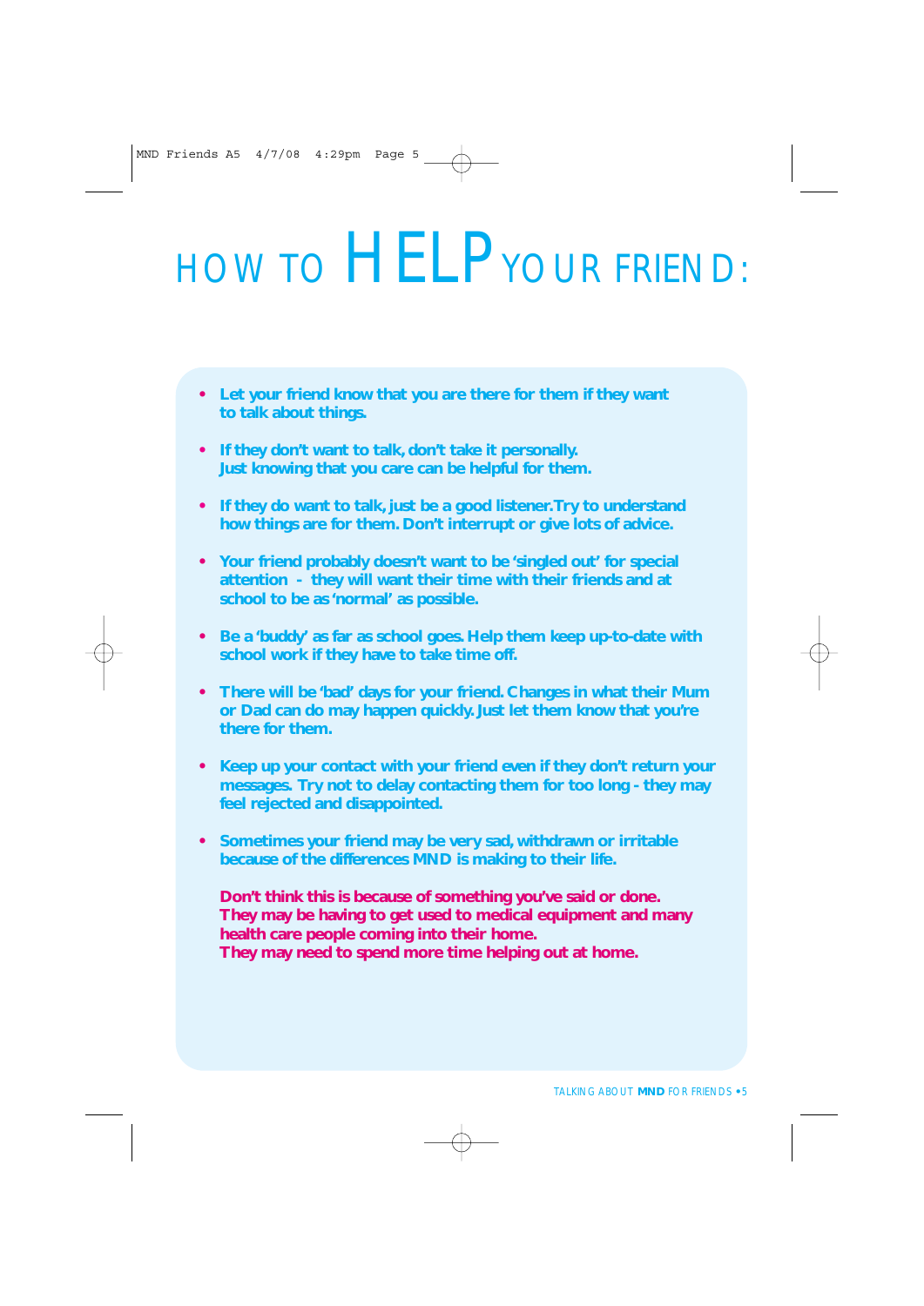# HOW TO HELP YOUR FRIEND:

- **Let your friend know that you are there for them if they want to talk about things.**
- **If they don't want to talk, don't take it personally. Just knowing that you care can be helpful for them.**
- **If they do want to talk, just be a good listener. Try to understand how things are for them. Don't interrupt or give lots of advice.**
- **Your friend probably doesn't want to be 'singled out' for special attention - they will want their time with their friends and at school to be as 'normal' as possible.**
- **Be a 'buddy' as far as school goes. Help them keep up-to-date with school work if they have to take time off.**
- **There will be 'bad' days for your friend. Changes in what their Mum or Dad can do may happen quickly. Just let them know that you're there for them.**
- **Keep up your contact with your friend even if they don't return your messages. Try not to delay contacting them for too long - they may feel rejected and disappointed.**
- **Sometimes your friend may be very sad, withdrawn or irritable because of the differences MND is making to their life.**

  **Don't think this is because of something you've said or done. They may be having to get used to medical equipment and many health care people coming into their home. They may need to spend more time helping out at home.**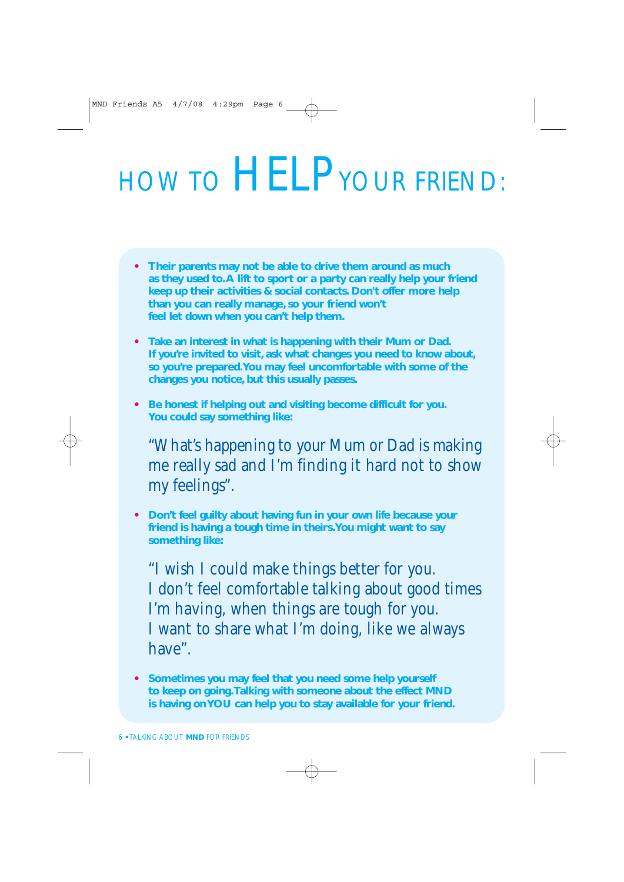# HOW TO HELP YOUR FRIEND:

- **Their parents may not be able to drive them around as much as they used to. A lift to sport or a party can really help your friend keep up their activities & social contacts. Don't offer more help than you can really manage, so your friend won't feel let down when you can't help them.**

- **Take an interest in what is happening with their Mum or Dad. If you're invited to visit, ask what changes you need to know about, so you're prepared. You may feel uncomfortable with some of the changes you notice, but this usually passes.**

- **Be honest if helping out and visiting become difficult for you. You could say something like:**

  "What's happening to your Mum or Dad is making me really sad and I'm finding it hard not to show my feelings".

- **Don't feel guilty about having fun in your own life because your friend is having a tough time in theirs. You might want to say something like:**

  "I wish I could make things better for you. I don't feel comfortable talking about good times I'm having, when things are tough for you. I want to share what I'm doing, like we always have".

- **Sometimes you may feel that you need some help yourself to keep on going. Talking with someone about the effect MND is having on YOU can help you to stay available for your friend.**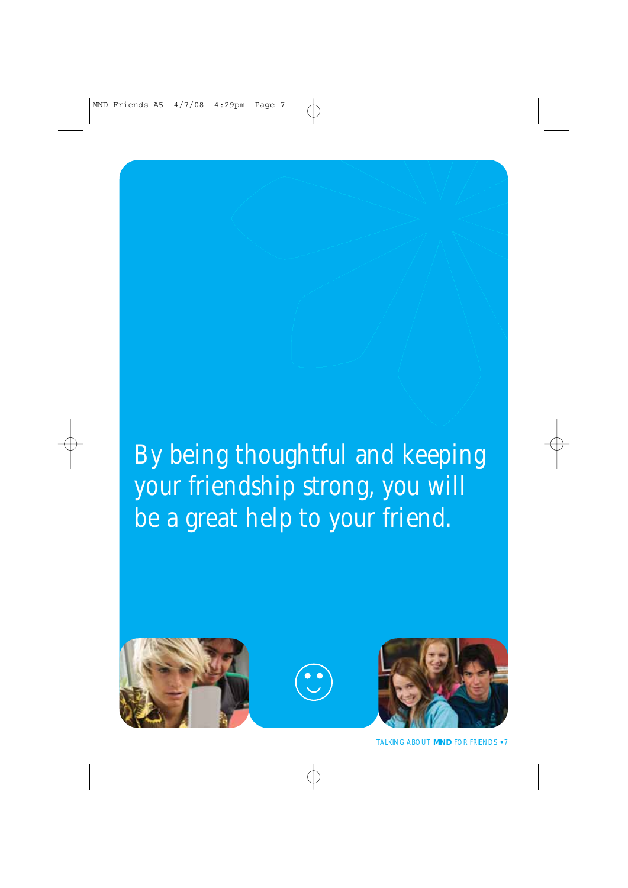By being thoughtful and keeping your friendship strong, you will be a great help to your friend.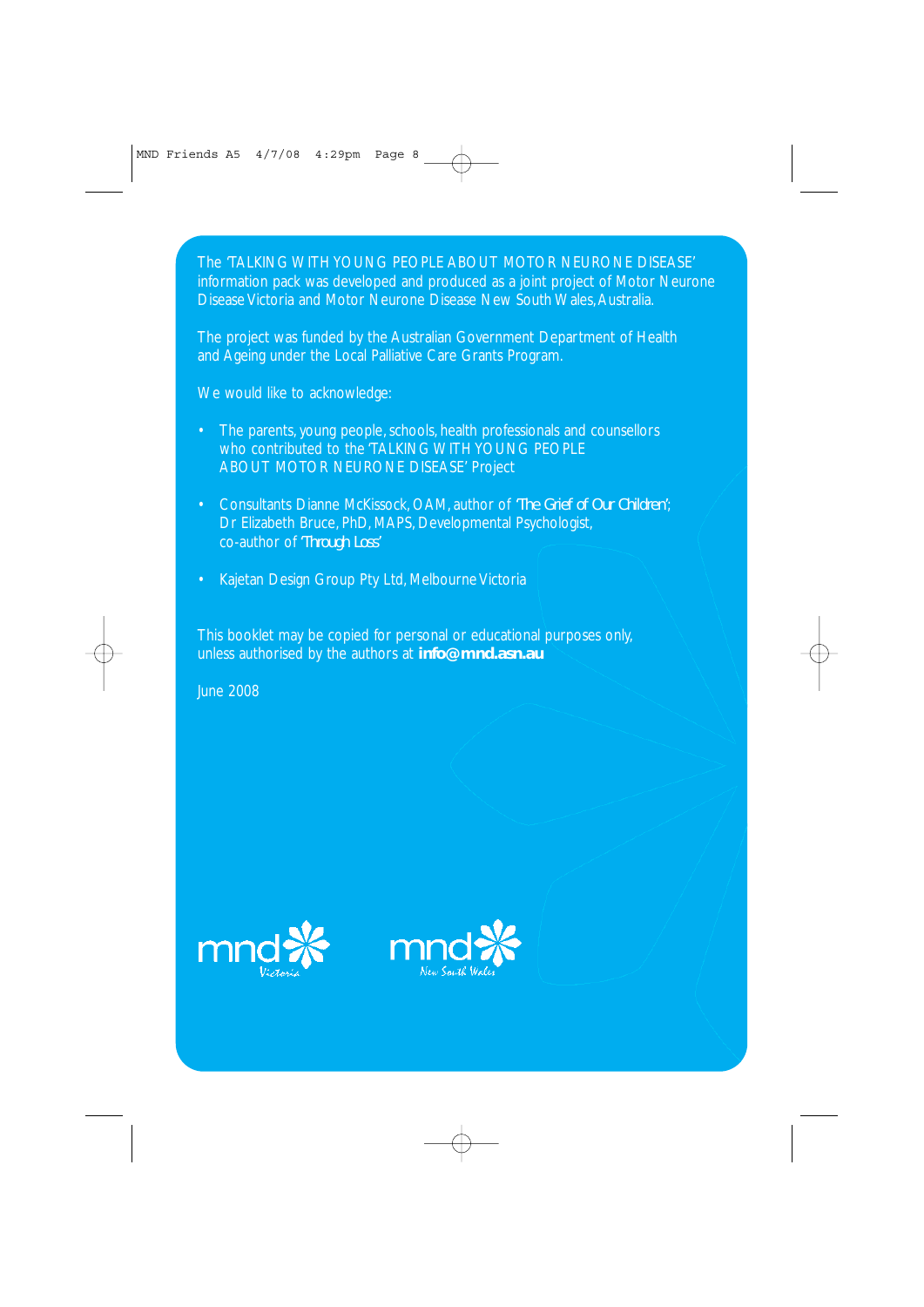The 'TALKING WITH YOUNG PEOPLE ABOUT MOTOR NEURONE DISEASE' information pack was developed and produced as a joint project of Motor Neurone Disease Victoria and Motor Neurone Disease New South Wales, Australia.

The project was funded by the Australian Government Department of Health and Ageing under the Local Palliative Care Grants Program.

We would like to acknowledge:

- The parents, young people, schools, health professionals and counsellors who contributed to the 'TALKING WITH YOUNG PEOPLE ABOUT MOTOR NEURONE DISEASE' Project
- Consultants Dianne McKissock, OAM, author of *'The Grief of Our Children'*; Dr Elizabeth Bruce, PhD, MAPS, Developmental Psychologist, co-author of *'Through Loss'*
- Kajetan Design Group Pty Ltd, Melbourne Victoria

This booklet may be copied for personal or educational purposes only, unless authorised by the authors at **info@mnd.asn.au**

June 2008

mnd Victoria

mnd New South Wales